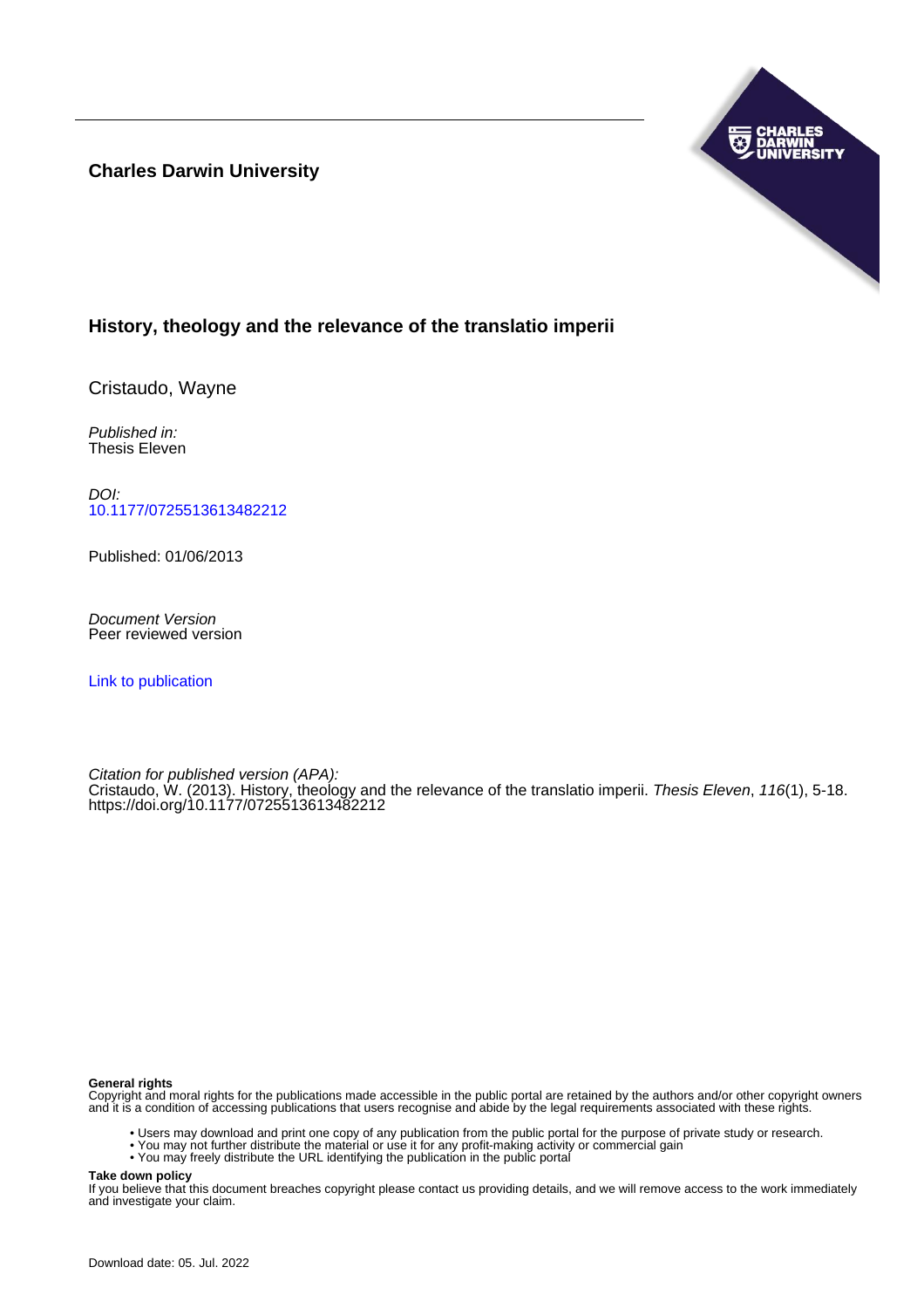**Charles Darwin University**

# History, theology and the relevance of the translatio imperii

Cristaudo, Wayne

*Published in:*
Thesis Eleven

*DOI:*
10.1177/0725513613482212

Published: 01/06/2013

*Document Version*
Peer reviewed version

Link to publication

*Citation for published version (APA):*
Cristaudo, W. (2013). History, theology and the relevance of the translatio imperii. *Thesis Eleven*, *116*(1), 5-18. https://doi.org/10.1177/0725513613482212

**General rights**
Copyright and moral rights for the publications made accessible in the public portal are retained by the authors and/or other copyright owners and it is a condition of accessing publications that users recognise and abide by the legal requirements associated with these rights.

- Users may download and print one copy of any publication from the public portal for the purpose of private study or research.
- You may not further distribute the material or use it for any profit-making activity or commercial gain
- You may freely distribute the URL identifying the publication in the public portal

**Take down policy**
If you believe that this document breaches copyright please contact us providing details, and we will remove access to the work immediately and investigate your claim.

Download date: 05. Jul. 2022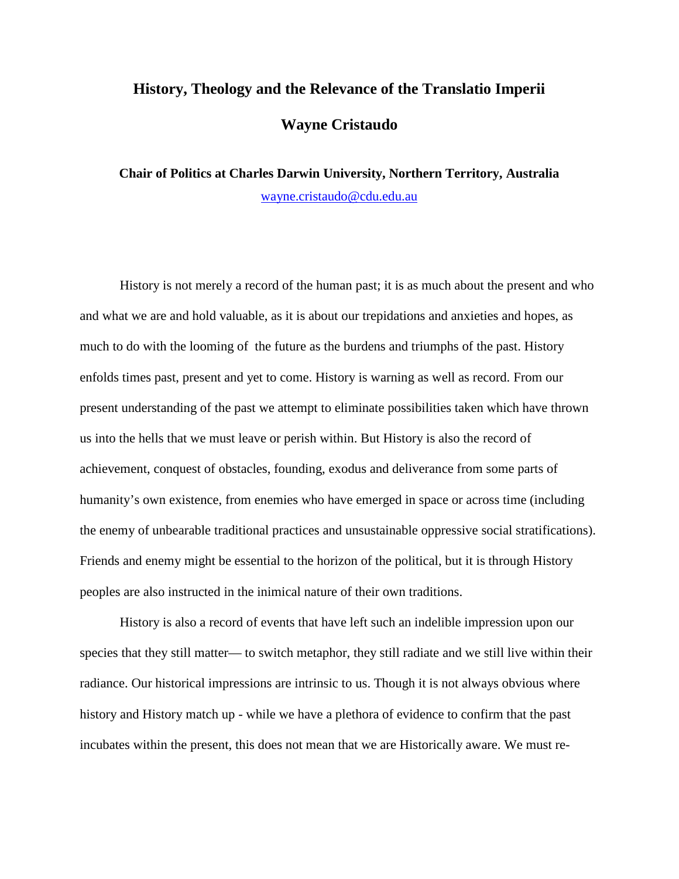# History, Theology and the Relevance of the Translatio Imperii

**Wayne Cristaudo**

**Chair of Politics at Charles Darwin University, Northern Territory, Australia**

wayne.cristaudo@cdu.edu.au

History is not merely a record of the human past; it is as much about the present and who and what we are and hold valuable, as it is about our trepidations and anxieties and hopes, as much to do with the looming of the future as the burdens and triumphs of the past. History enfolds times past, present and yet to come. History is warning as well as record. From our present understanding of the past we attempt to eliminate possibilities taken which have thrown us into the hells that we must leave or perish within. But History is also the record of achievement, conquest of obstacles, founding, exodus and deliverance from some parts of humanity's own existence, from enemies who have emerged in space or across time (including the enemy of unbearable traditional practices and unsustainable oppressive social stratifications). Friends and enemy might be essential to the horizon of the political, but it is through History peoples are also instructed in the inimical nature of their own traditions.

History is also a record of events that have left such an indelible impression upon our species that they still matter— to switch metaphor, they still radiate and we still live within their radiance. Our historical impressions are intrinsic to us. Though it is not always obvious where history and History match up - while we have a plethora of evidence to confirm that the past incubates within the present, this does not mean that we are Historically aware. We must re-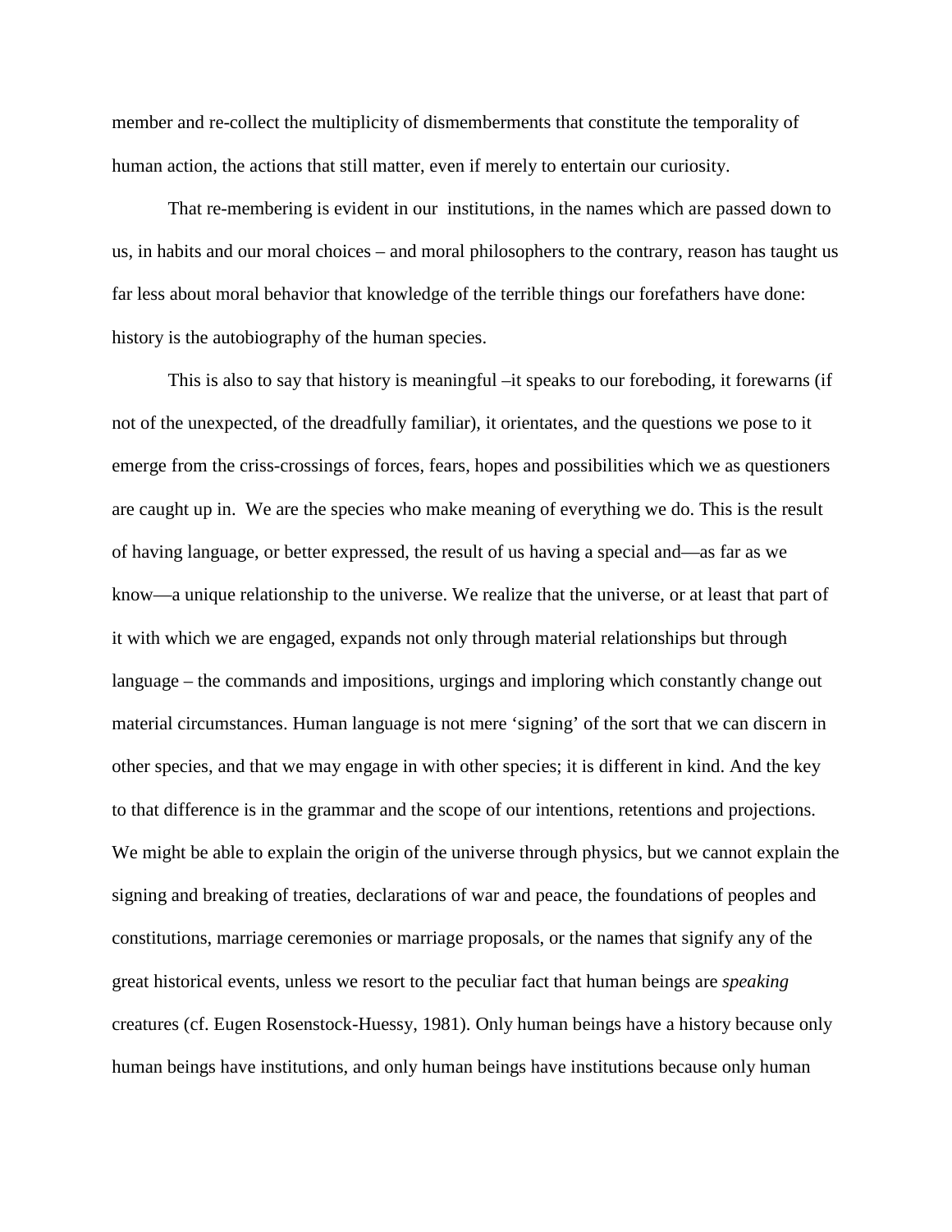member and re-collect the multiplicity of dismemberments that constitute the temporality of human action, the actions that still matter, even if merely to entertain our curiosity.

That re-membering is evident in our institutions, in the names which are passed down to us, in habits and our moral choices – and moral philosophers to the contrary, reason has taught us far less about moral behavior that knowledge of the terrible things our forefathers have done: history is the autobiography of the human species.

This is also to say that history is meaningful –it speaks to our foreboding, it forewarns (if not of the unexpected, of the dreadfully familiar), it orientates, and the questions we pose to it emerge from the criss-crossings of forces, fears, hopes and possibilities which we as questioners are caught up in. We are the species who make meaning of everything we do. This is the result of having language, or better expressed, the result of us having a special and—as far as we know—a unique relationship to the universe. We realize that the universe, or at least that part of it with which we are engaged, expands not only through material relationships but through language – the commands and impositions, urgings and imploring which constantly change out material circumstances. Human language is not mere 'signing' of the sort that we can discern in other species, and that we may engage in with other species; it is different in kind. And the key to that difference is in the grammar and the scope of our intentions, retentions and projections. We might be able to explain the origin of the universe through physics, but we cannot explain the signing and breaking of treaties, declarations of war and peace, the foundations of peoples and constitutions, marriage ceremonies or marriage proposals, or the names that signify any of the great historical events, unless we resort to the peculiar fact that human beings are *speaking* creatures (cf. Eugen Rosenstock-Huessy, 1981). Only human beings have a history because only human beings have institutions, and only human beings have institutions because only human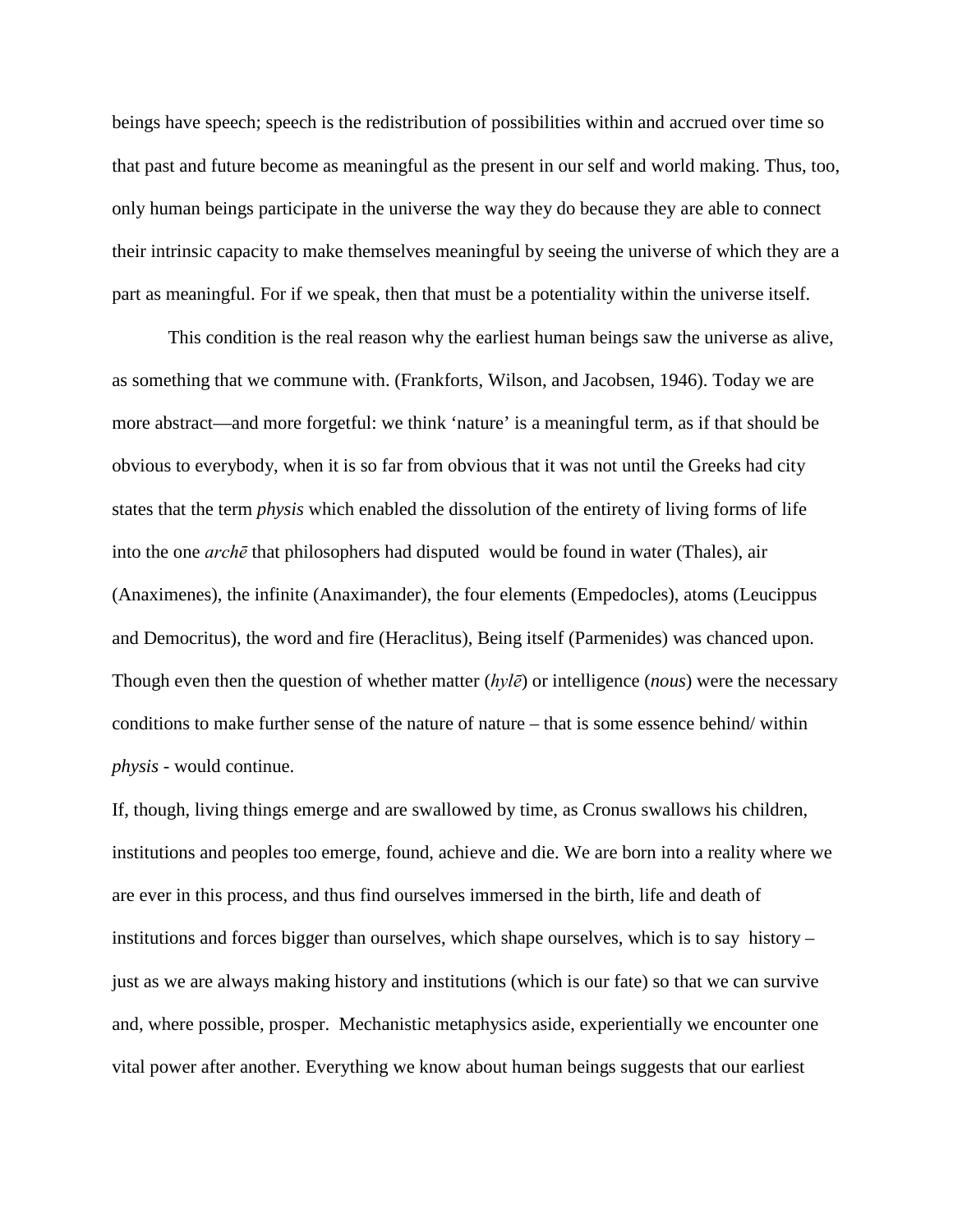beings have speech; speech is the redistribution of possibilities within and accrued over time so that past and future become as meaningful as the present in our self and world making. Thus, too, only human beings participate in the universe the way they do because they are able to connect their intrinsic capacity to make themselves meaningful by seeing the universe of which they are a part as meaningful. For if we speak, then that must be a potentiality within the universe itself.

This condition is the real reason why the earliest human beings saw the universe as alive, as something that we commune with. (Frankforts, Wilson, and Jacobsen, 1946). Today we are more abstract—and more forgetful: we think 'nature' is a meaningful term, as if that should be obvious to everybody, when it is so far from obvious that it was not until the Greeks had city states that the term *physis* which enabled the dissolution of the entirety of living forms of life into the one *archē* that philosophers had disputed would be found in water (Thales), air (Anaximenes), the infinite (Anaximander), the four elements (Empedocles), atoms (Leucippus and Democritus), the word and fire (Heraclitus), Being itself (Parmenides) was chanced upon. Though even then the question of whether matter (*hylē*) or intelligence (*nous*) were the necessary conditions to make further sense of the nature of nature – that is some essence behind/ within *physis* - would continue.

If, though, living things emerge and are swallowed by time, as Cronus swallows his children, institutions and peoples too emerge, found, achieve and die. We are born into a reality where we are ever in this process, and thus find ourselves immersed in the birth, life and death of institutions and forces bigger than ourselves, which shape ourselves, which is to say history – just as we are always making history and institutions (which is our fate) so that we can survive and, where possible, prosper. Mechanistic metaphysics aside, experientially we encounter one vital power after another. Everything we know about human beings suggests that our earliest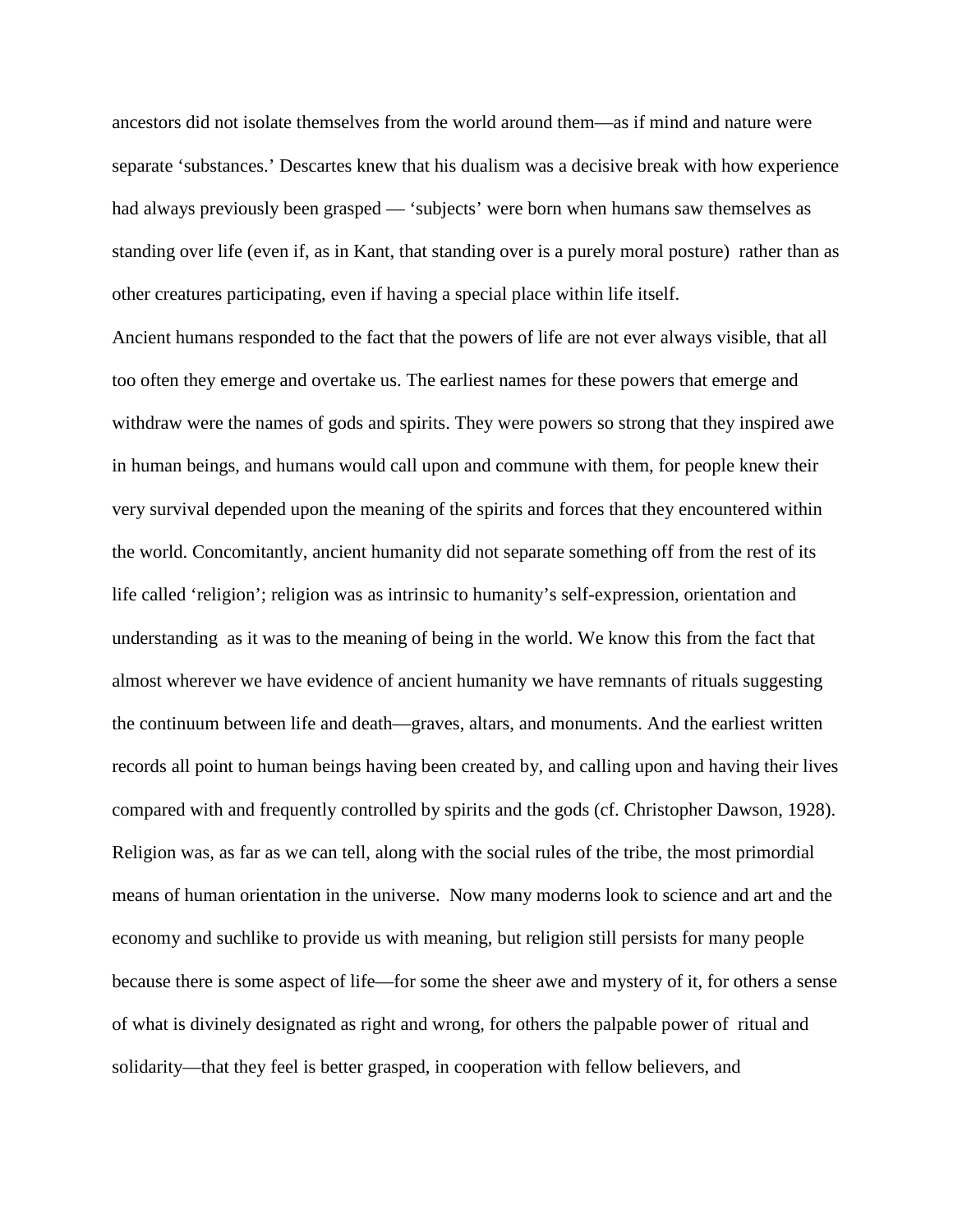ancestors did not isolate themselves from the world around them—as if mind and nature were separate 'substances.' Descartes knew that his dualism was a decisive break with how experience had always previously been grasped — 'subjects' were born when humans saw themselves as standing over life (even if, as in Kant, that standing over is a purely moral posture) rather than as other creatures participating, even if having a special place within life itself.

Ancient humans responded to the fact that the powers of life are not ever always visible, that all too often they emerge and overtake us. The earliest names for these powers that emerge and withdraw were the names of gods and spirits. They were powers so strong that they inspired awe in human beings, and humans would call upon and commune with them, for people knew their very survival depended upon the meaning of the spirits and forces that they encountered within the world. Concomitantly, ancient humanity did not separate something off from the rest of its life called 'religion'; religion was as intrinsic to humanity's self-expression, orientation and understanding as it was to the meaning of being in the world. We know this from the fact that almost wherever we have evidence of ancient humanity we have remnants of rituals suggesting the continuum between life and death—graves, altars, and monuments. And the earliest written records all point to human beings having been created by, and calling upon and having their lives compared with and frequently controlled by spirits and the gods (cf. Christopher Dawson, 1928). Religion was, as far as we can tell, along with the social rules of the tribe, the most primordial means of human orientation in the universe. Now many moderns look to science and art and the economy and suchlike to provide us with meaning, but religion still persists for many people because there is some aspect of life—for some the sheer awe and mystery of it, for others a sense of what is divinely designated as right and wrong, for others the palpable power of ritual and solidarity—that they feel is better grasped, in cooperation with fellow believers, and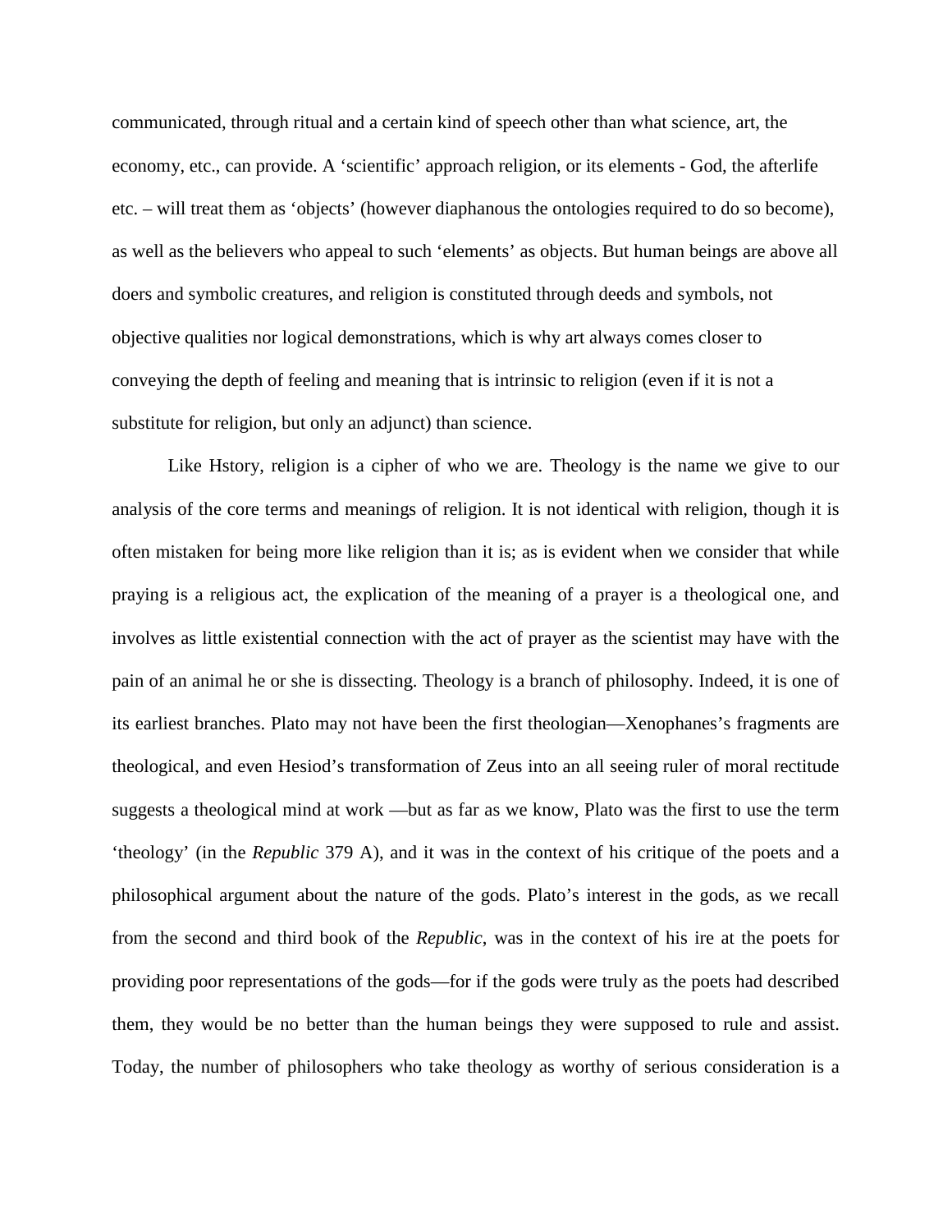communicated, through ritual and a certain kind of speech other than what science, art, the economy, etc., can provide. A 'scientific' approach religion, or its elements - God, the afterlife etc. – will treat them as 'objects' (however diaphanous the ontologies required to do so become), as well as the believers who appeal to such 'elements' as objects. But human beings are above all doers and symbolic creatures, and religion is constituted through deeds and symbols, not objective qualities nor logical demonstrations, which is why art always comes closer to conveying the depth of feeling and meaning that is intrinsic to religion (even if it is not a substitute for religion, but only an adjunct) than science.

Like Hstory, religion is a cipher of who we are. Theology is the name we give to our analysis of the core terms and meanings of religion. It is not identical with religion, though it is often mistaken for being more like religion than it is; as is evident when we consider that while praying is a religious act, the explication of the meaning of a prayer is a theological one, and involves as little existential connection with the act of prayer as the scientist may have with the pain of an animal he or she is dissecting. Theology is a branch of philosophy. Indeed, it is one of its earliest branches. Plato may not have been the first theologian—Xenophanes's fragments are theological, and even Hesiod's transformation of Zeus into an all seeing ruler of moral rectitude suggests a theological mind at work —but as far as we know, Plato was the first to use the term 'theology' (in the *Republic* 379 A), and it was in the context of his critique of the poets and a philosophical argument about the nature of the gods. Plato's interest in the gods, as we recall from the second and third book of the *Republic*, was in the context of his ire at the poets for providing poor representations of the gods—for if the gods were truly as the poets had described them, they would be no better than the human beings they were supposed to rule and assist. Today, the number of philosophers who take theology as worthy of serious consideration is a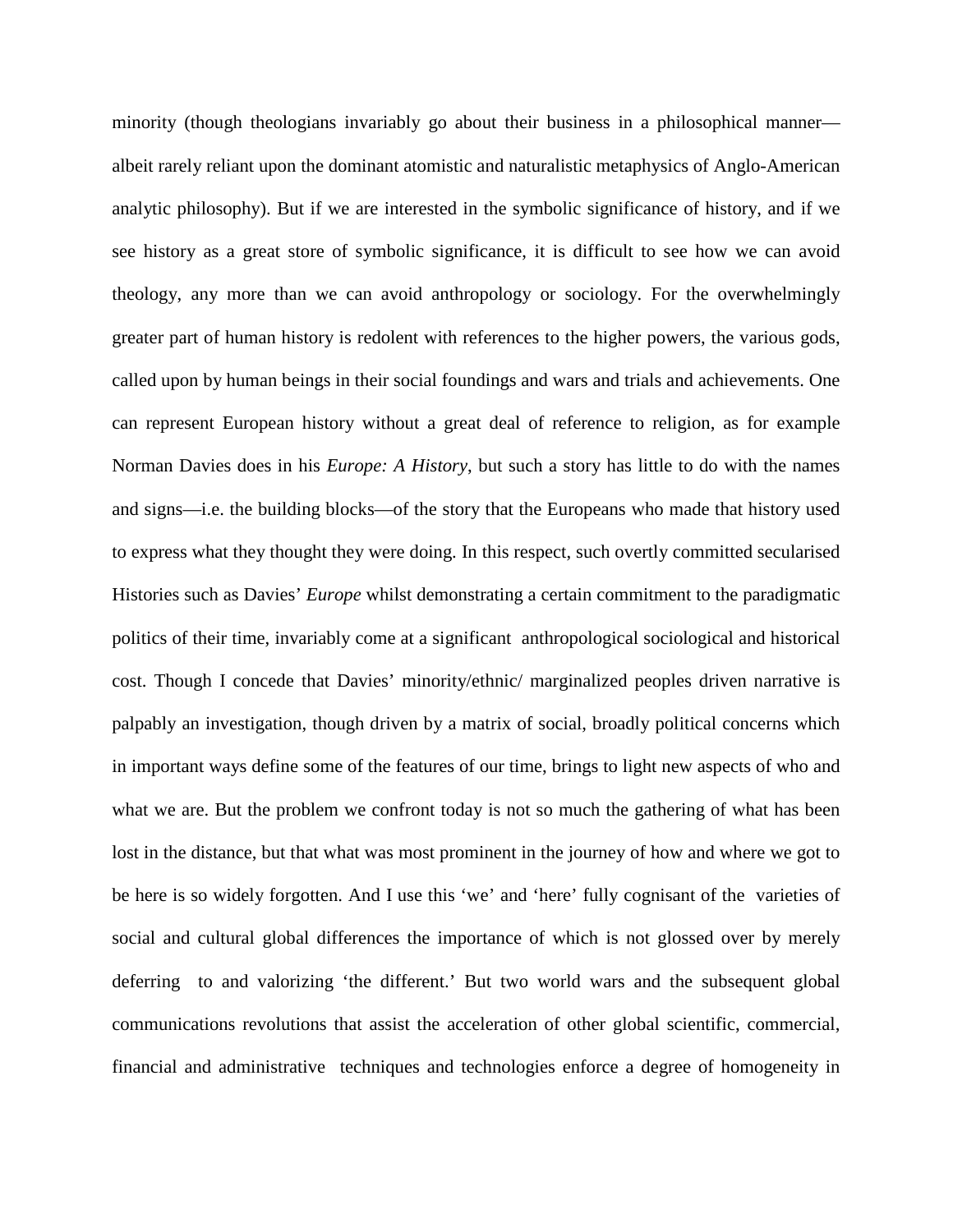minority (though theologians invariably go about their business in a philosophical manner—albeit rarely reliant upon the dominant atomistic and naturalistic metaphysics of Anglo-American analytic philosophy). But if we are interested in the symbolic significance of history, and if we see history as a great store of symbolic significance, it is difficult to see how we can avoid theology, any more than we can avoid anthropology or sociology. For the overwhelmingly greater part of human history is redolent with references to the higher powers, the various gods, called upon by human beings in their social foundings and wars and trials and achievements. One can represent European history without a great deal of reference to religion, as for example Norman Davies does in his *Europe: A History*, but such a story has little to do with the names and signs—i.e. the building blocks—of the story that the Europeans who made that history used to express what they thought they were doing. In this respect, such overtly committed secularised Histories such as Davies' *Europe* whilst demonstrating a certain commitment to the paradigmatic politics of their time, invariably come at a significant anthropological sociological and historical cost. Though I concede that Davies' minority/ethnic/ marginalized peoples driven narrative is palpably an investigation, though driven by a matrix of social, broadly political concerns which in important ways define some of the features of our time, brings to light new aspects of who and what we are. But the problem we confront today is not so much the gathering of what has been lost in the distance, but that what was most prominent in the journey of how and where we got to be here is so widely forgotten. And I use this 'we' and 'here' fully cognisant of the varieties of social and cultural global differences the importance of which is not glossed over by merely deferring to and valorizing 'the different.' But two world wars and the subsequent global communications revolutions that assist the acceleration of other global scientific, commercial, financial and administrative techniques and technologies enforce a degree of homogeneity in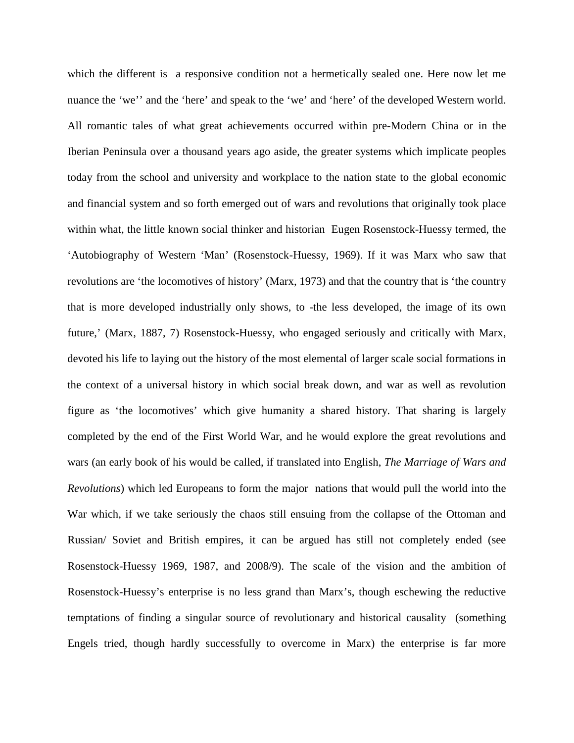which the different is a responsive condition not a hermetically sealed one. Here now let me nuance the 'we'' and the 'here' and speak to the 'we' and 'here' of the developed Western world. All romantic tales of what great achievements occurred within pre-Modern China or in the Iberian Peninsula over a thousand years ago aside, the greater systems which implicate peoples today from the school and university and workplace to the nation state to the global economic and financial system and so forth emerged out of wars and revolutions that originally took place within what, the little known social thinker and historian Eugen Rosenstock-Huessy termed, the 'Autobiography of Western 'Man' (Rosenstock-Huessy, 1969). If it was Marx who saw that revolutions are 'the locomotives of history' (Marx, 1973) and that the country that is 'the country that is more developed industrially only shows, to -the less developed, the image of its own future,' (Marx, 1887, 7) Rosenstock-Huessy, who engaged seriously and critically with Marx, devoted his life to laying out the history of the most elemental of larger scale social formations in the context of a universal history in which social break down, and war as well as revolution figure as 'the locomotives' which give humanity a shared history. That sharing is largely completed by the end of the First World War, and he would explore the great revolutions and wars (an early book of his would be called, if translated into English, *The Marriage of Wars and Revolutions*) which led Europeans to form the major nations that would pull the world into the War which, if we take seriously the chaos still ensuing from the collapse of the Ottoman and Russian/ Soviet and British empires, it can be argued has still not completely ended (see Rosenstock-Huessy 1969, 1987, and 2008/9). The scale of the vision and the ambition of Rosenstock-Huessy's enterprise is no less grand than Marx's, though eschewing the reductive temptations of finding a singular source of revolutionary and historical causality (something Engels tried, though hardly successfully to overcome in Marx) the enterprise is far more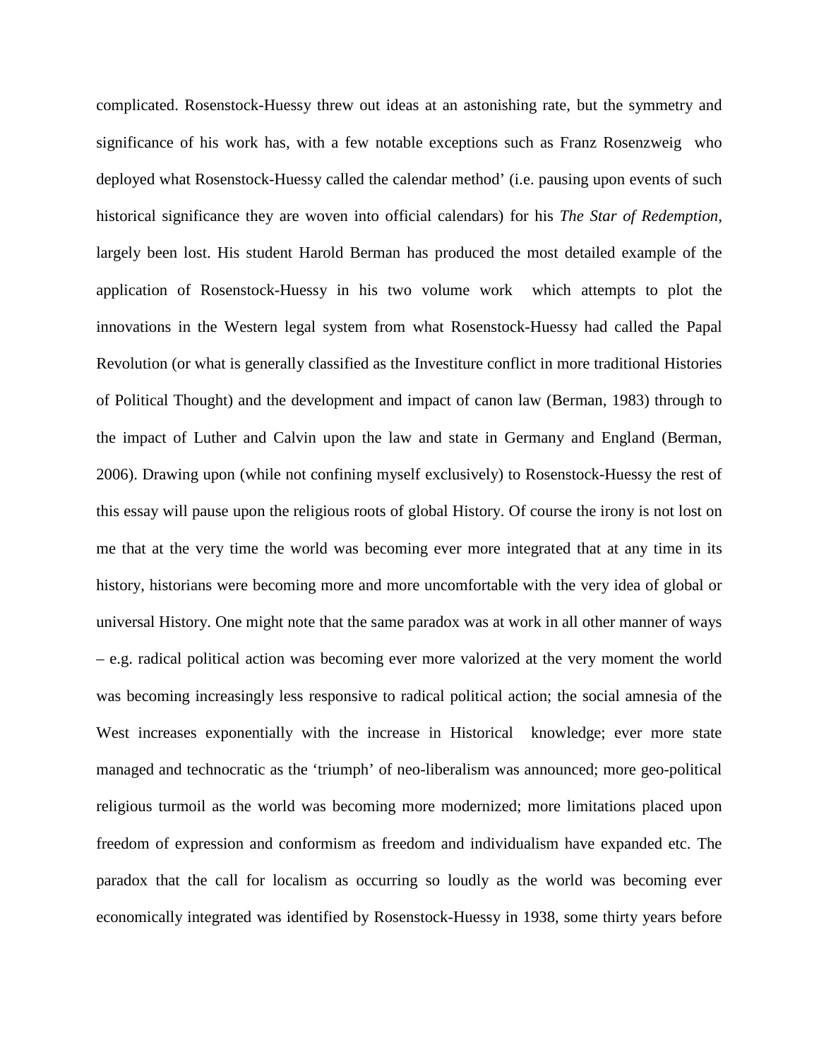complicated. Rosenstock-Huessy threw out ideas at an astonishing rate, but the symmetry and significance of his work has, with a few notable exceptions such as Franz Rosenzweig who deployed what Rosenstock-Huessy called the calendar method' (i.e. pausing upon events of such historical significance they are woven into official calendars) for his *The Star of Redemption*, largely been lost. His student Harold Berman has produced the most detailed example of the application of Rosenstock-Huessy in his two volume work which attempts to plot the innovations in the Western legal system from what Rosenstock-Huessy had called the Papal Revolution (or what is generally classified as the Investiture conflict in more traditional Histories of Political Thought) and the development and impact of canon law (Berman, 1983) through to the impact of Luther and Calvin upon the law and state in Germany and England (Berman, 2006). Drawing upon (while not confining myself exclusively) to Rosenstock-Huessy the rest of this essay will pause upon the religious roots of global History. Of course the irony is not lost on me that at the very time the world was becoming ever more integrated that at any time in its history, historians were becoming more and more uncomfortable with the very idea of global or universal History. One might note that the same paradox was at work in all other manner of ways – e.g. radical political action was becoming ever more valorized at the very moment the world was becoming increasingly less responsive to radical political action; the social amnesia of the West increases exponentially with the increase in Historical knowledge; ever more state managed and technocratic as the 'triumph' of neo-liberalism was announced; more geo-political religious turmoil as the world was becoming more modernized; more limitations placed upon freedom of expression and conformism as freedom and individualism have expanded etc. The paradox that the call for localism as occurring so loudly as the world was becoming ever economically integrated was identified by Rosenstock-Huessy in 1938, some thirty years before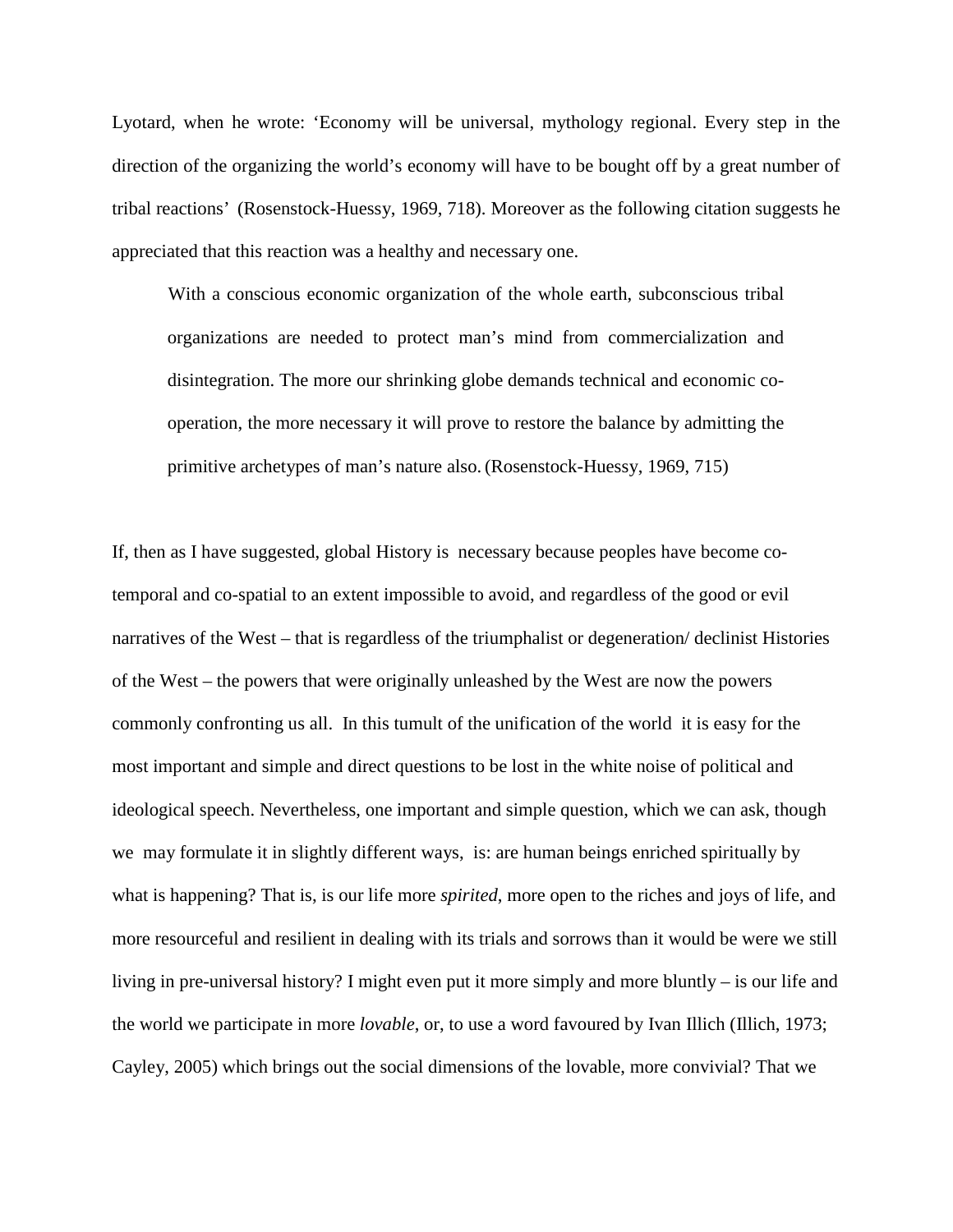Lyotard, when he wrote: 'Economy will be universal, mythology regional. Every step in the direction of the organizing the world's economy will have to be bought off by a great number of tribal reactions' (Rosenstock-Huessy, 1969, 718). Moreover as the following citation suggests he appreciated that this reaction was a healthy and necessary one.

> With a conscious economic organization of the whole earth, subconscious tribal organizations are needed to protect man's mind from commercialization and disintegration. The more our shrinking globe demands technical and economic co-operation, the more necessary it will prove to restore the balance by admitting the primitive archetypes of man's nature also. (Rosenstock-Huessy, 1969, 715)

If, then as I have suggested, global History is necessary because peoples have become co-temporal and co-spatial to an extent impossible to avoid, and regardless of the good or evil narratives of the West – that is regardless of the triumphalist or degeneration/ declinist Histories of the West – the powers that were originally unleashed by the West are now the powers commonly confronting us all. In this tumult of the unification of the world it is easy for the most important and simple and direct questions to be lost in the white noise of political and ideological speech. Nevertheless, one important and simple question, which we can ask, though we may formulate it in slightly different ways, is: are human beings enriched spiritually by what is happening? That is, is our life more *spirited*, more open to the riches and joys of life, and more resourceful and resilient in dealing with its trials and sorrows than it would be were we still living in pre-universal history? I might even put it more simply and more bluntly – is our life and the world we participate in more *lovable*, or, to use a word favoured by Ivan Illich (Illich, 1973; Cayley, 2005) which brings out the social dimensions of the lovable, more convivial? That we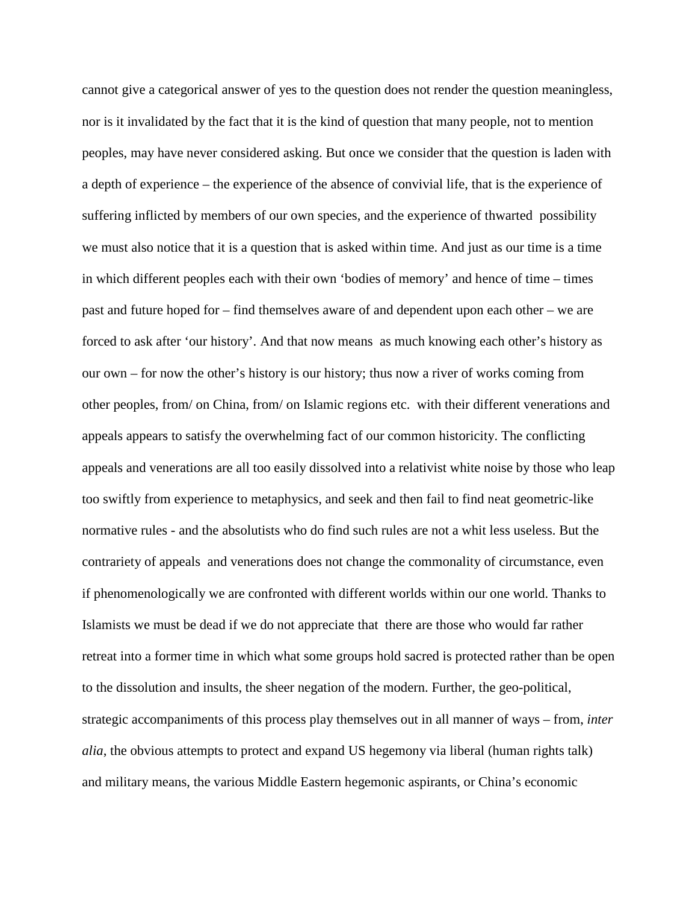cannot give a categorical answer of yes to the question does not render the question meaningless, nor is it invalidated by the fact that it is the kind of question that many people, not to mention peoples, may have never considered asking. But once we consider that the question is laden with a depth of experience – the experience of the absence of convivial life, that is the experience of suffering inflicted by members of our own species, and the experience of thwarted possibility we must also notice that it is a question that is asked within time. And just as our time is a time in which different peoples each with their own 'bodies of memory' and hence of time – times past and future hoped for – find themselves aware of and dependent upon each other – we are forced to ask after 'our history'. And that now means as much knowing each other's history as our own – for now the other's history is our history; thus now a river of works coming from other peoples, from/ on China, from/ on Islamic regions etc. with their different venerations and appeals appears to satisfy the overwhelming fact of our common historicity. The conflicting appeals and venerations are all too easily dissolved into a relativist white noise by those who leap too swiftly from experience to metaphysics, and seek and then fail to find neat geometric-like normative rules - and the absolutists who do find such rules are not a whit less useless. But the contrariety of appeals and venerations does not change the commonality of circumstance, even if phenomenologically we are confronted with different worlds within our one world. Thanks to Islamists we must be dead if we do not appreciate that there are those who would far rather retreat into a former time in which what some groups hold sacred is protected rather than be open to the dissolution and insults, the sheer negation of the modern. Further, the geo-political, strategic accompaniments of this process play themselves out in all manner of ways – from, *inter alia*, the obvious attempts to protect and expand US hegemony via liberal (human rights talk) and military means, the various Middle Eastern hegemonic aspirants, or China's economic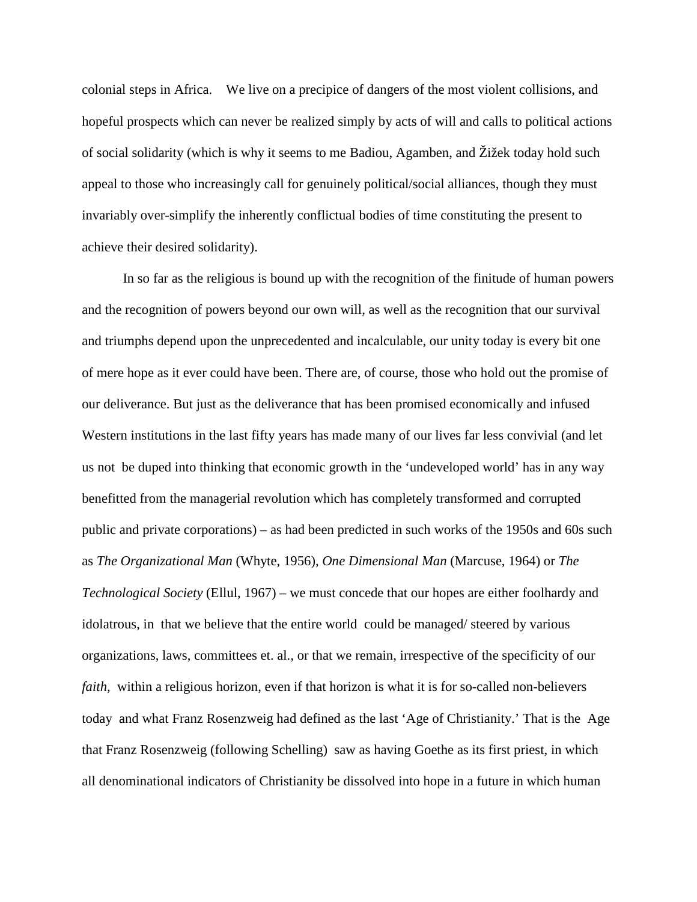colonial steps in Africa.  We live on a precipice of dangers of the most violent collisions, and hopeful prospects which can never be realized simply by acts of will and calls to political actions of social solidarity (which is why it seems to me Badiou, Agamben, and Žižek today hold such appeal to those who increasingly call for genuinely political/social alliances, though they must invariably over-simplify the inherently conflictual bodies of time constituting the present to achieve their desired solidarity).

In so far as the religious is bound up with the recognition of the finitude of human powers and the recognition of powers beyond our own will, as well as the recognition that our survival and triumphs depend upon the unprecedented and incalculable, our unity today is every bit one of mere hope as it ever could have been. There are, of course, those who hold out the promise of our deliverance. But just as the deliverance that has been promised economically and infused Western institutions in the last fifty years has made many of our lives far less convivial (and let us not be duped into thinking that economic growth in the 'undeveloped world' has in any way benefitted from the managerial revolution which has completely transformed and corrupted public and private corporations) – as had been predicted in such works of the 1950s and 60s such as *The Organizational Man* (Whyte, 1956), *One Dimensional Man* (Marcuse, 1964) or *The Technological Society* (Ellul, 1967) – we must concede that our hopes are either foolhardy and idolatrous, in that we believe that the entire world could be managed/ steered by various organizations, laws, committees et. al., or that we remain, irrespective of the specificity of our *faith*, within a religious horizon, even if that horizon is what it is for so-called non-believers today and what Franz Rosenzweig had defined as the last 'Age of Christianity.' That is the Age that Franz Rosenzweig (following Schelling) saw as having Goethe as its first priest, in which all denominational indicators of Christianity be dissolved into hope in a future in which human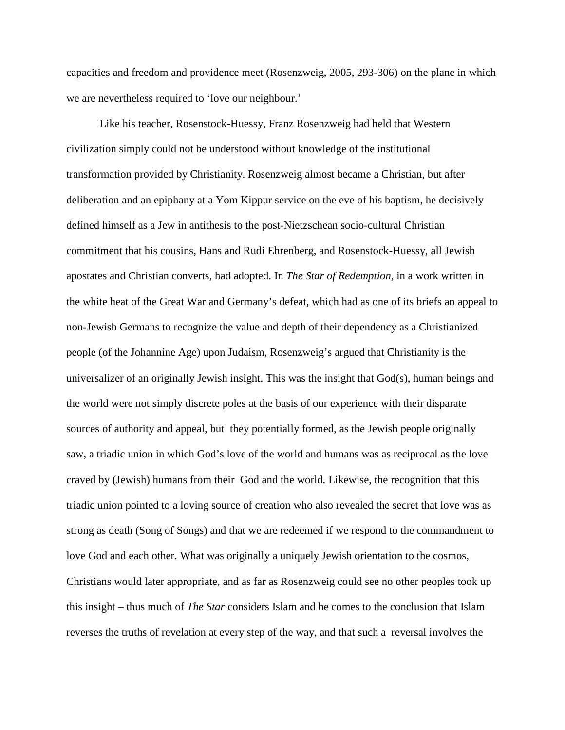capacities and freedom and providence meet (Rosenzweig, 2005, 293-306) on the plane in which we are nevertheless required to 'love our neighbour.'

Like his teacher, Rosenstock-Huessy, Franz Rosenzweig had held that Western civilization simply could not be understood without knowledge of the institutional transformation provided by Christianity. Rosenzweig almost became a Christian, but after deliberation and an epiphany at a Yom Kippur service on the eve of his baptism, he decisively defined himself as a Jew in antithesis to the post-Nietzschean socio-cultural Christian commitment that his cousins, Hans and Rudi Ehrenberg, and Rosenstock-Huessy, all Jewish apostates and Christian converts, had adopted. In *The Star of Redemption*, in a work written in the white heat of the Great War and Germany's defeat, which had as one of its briefs an appeal to non-Jewish Germans to recognize the value and depth of their dependency as a Christianized people (of the Johannine Age) upon Judaism, Rosenzweig's argued that Christianity is the universalizer of an originally Jewish insight. This was the insight that God(s), human beings and the world were not simply discrete poles at the basis of our experience with their disparate sources of authority and appeal, but they potentially formed, as the Jewish people originally saw, a triadic union in which God's love of the world and humans was as reciprocal as the love craved by (Jewish) humans from their God and the world. Likewise, the recognition that this triadic union pointed to a loving source of creation who also revealed the secret that love was as strong as death (Song of Songs) and that we are redeemed if we respond to the commandment to love God and each other. What was originally a uniquely Jewish orientation to the cosmos, Christians would later appropriate, and as far as Rosenzweig could see no other peoples took up this insight – thus much of *The Star* considers Islam and he comes to the conclusion that Islam reverses the truths of revelation at every step of the way, and that such a reversal involves the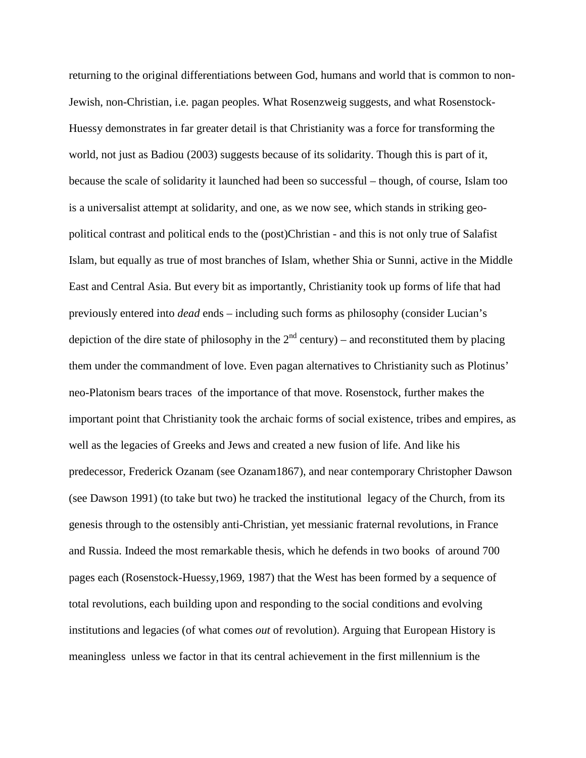returning to the original differentiations between God, humans and world that is common to non-Jewish, non-Christian, i.e. pagan peoples. What Rosenzweig suggests, and what Rosenstock-Huessy demonstrates in far greater detail is that Christianity was a force for transforming the world, not just as Badiou (2003) suggests because of its solidarity. Though this is part of it, because the scale of solidarity it launched had been so successful – though, of course, Islam too is a universalist attempt at solidarity, and one, as we now see, which stands in striking geo-political contrast and political ends to the (post)Christian - and this is not only true of Salafist Islam, but equally as true of most branches of Islam, whether Shia or Sunni, active in the Middle East and Central Asia. But every bit as importantly, Christianity took up forms of life that had previously entered into *dead* ends – including such forms as philosophy (consider Lucian's depiction of the dire state of philosophy in the 2nd century) – and reconstituted them by placing them under the commandment of love. Even pagan alternatives to Christianity such as Plotinus' neo-Platonism bears traces of the importance of that move. Rosenstock, further makes the important point that Christianity took the archaic forms of social existence, tribes and empires, as well as the legacies of Greeks and Jews and created a new fusion of life. And like his predecessor, Frederick Ozanam (see Ozanam1867), and near contemporary Christopher Dawson (see Dawson 1991) (to take but two) he tracked the institutional legacy of the Church, from its genesis through to the ostensibly anti-Christian, yet messianic fraternal revolutions, in France and Russia. Indeed the most remarkable thesis, which he defends in two books of around 700 pages each (Rosenstock-Huessy,1969, 1987) that the West has been formed by a sequence of total revolutions, each building upon and responding to the social conditions and evolving institutions and legacies (of what comes *out* of revolution). Arguing that European History is meaningless unless we factor in that its central achievement in the first millennium is the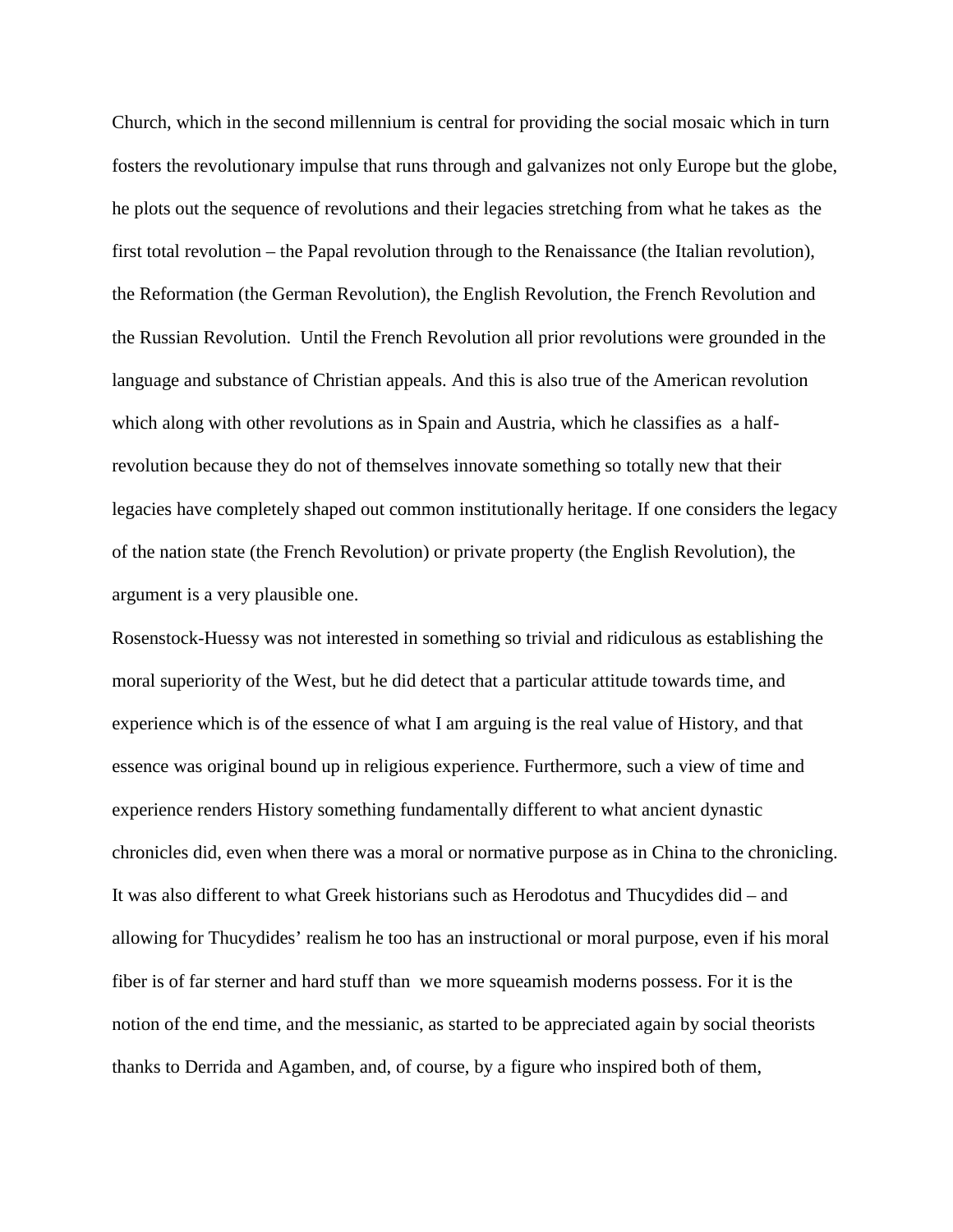Church, which in the second millennium is central for providing the social mosaic which in turn fosters the revolutionary impulse that runs through and galvanizes not only Europe but the globe, he plots out the sequence of revolutions and their legacies stretching from what he takes as the first total revolution – the Papal revolution through to the Renaissance (the Italian revolution), the Reformation (the German Revolution), the English Revolution, the French Revolution and the Russian Revolution. Until the French Revolution all prior revolutions were grounded in the language and substance of Christian appeals. And this is also true of the American revolution which along with other revolutions as in Spain and Austria, which he classifies as a half-revolution because they do not of themselves innovate something so totally new that their legacies have completely shaped out common institutionally heritage. If one considers the legacy of the nation state (the French Revolution) or private property (the English Revolution), the argument is a very plausible one.

Rosenstock-Huessy was not interested in something so trivial and ridiculous as establishing the moral superiority of the West, but he did detect that a particular attitude towards time, and experience which is of the essence of what I am arguing is the real value of History, and that essence was original bound up in religious experience. Furthermore, such a view of time and experience renders History something fundamentally different to what ancient dynastic chronicles did, even when there was a moral or normative purpose as in China to the chronicling. It was also different to what Greek historians such as Herodotus and Thucydides did – and allowing for Thucydides' realism he too has an instructional or moral purpose, even if his moral fiber is of far sterner and hard stuff than we more squeamish moderns possess. For it is the notion of the end time, and the messianic, as started to be appreciated again by social theorists thanks to Derrida and Agamben, and, of course, by a figure who inspired both of them,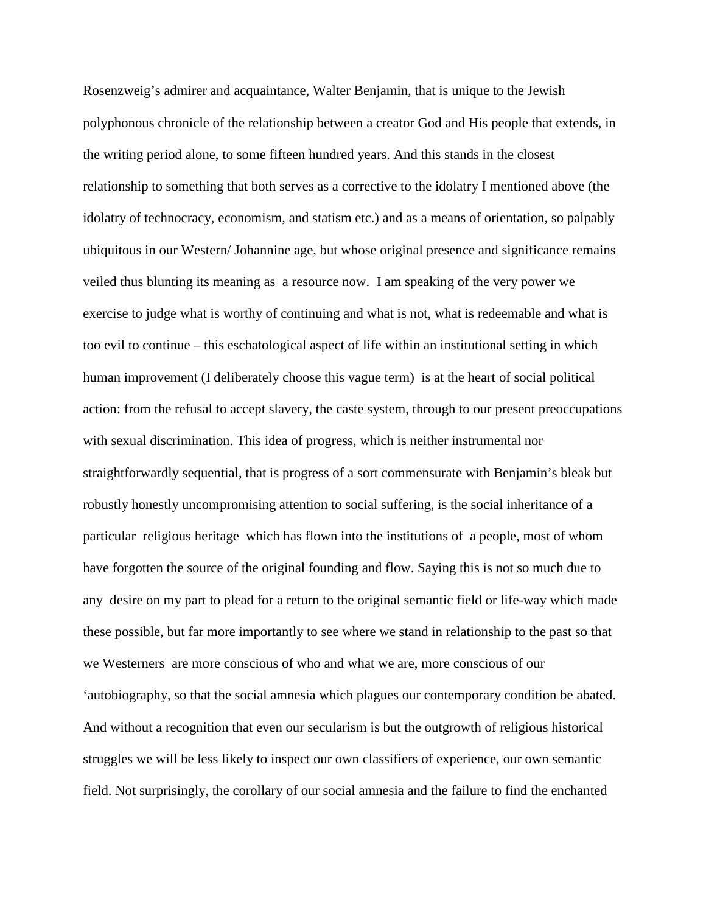Rosenzweig's admirer and acquaintance, Walter Benjamin, that is unique to the Jewish polyphonous chronicle of the relationship between a creator God and His people that extends, in the writing period alone, to some fifteen hundred years. And this stands in the closest relationship to something that both serves as a corrective to the idolatry I mentioned above (the idolatry of technocracy, economism, and statism etc.) and as a means of orientation, so palpably ubiquitous in our Western/ Johannine age, but whose original presence and significance remains veiled thus blunting its meaning as a resource now. I am speaking of the very power we exercise to judge what is worthy of continuing and what is not, what is redeemable and what is too evil to continue – this eschatological aspect of life within an institutional setting in which human improvement (I deliberately choose this vague term) is at the heart of social political action: from the refusal to accept slavery, the caste system, through to our present preoccupations with sexual discrimination. This idea of progress, which is neither instrumental nor straightforwardly sequential, that is progress of a sort commensurate with Benjamin's bleak but robustly honestly uncompromising attention to social suffering, is the social inheritance of a particular religious heritage which has flown into the institutions of a people, most of whom have forgotten the source of the original founding and flow. Saying this is not so much due to any desire on my part to plead for a return to the original semantic field or life-way which made these possible, but far more importantly to see where we stand in relationship to the past so that we Westerners are more conscious of who and what we are, more conscious of our 'autobiography, so that the social amnesia which plagues our contemporary condition be abated. And without a recognition that even our secularism is but the outgrowth of religious historical struggles we will be less likely to inspect our own classifiers of experience, our own semantic field. Not surprisingly, the corollary of our social amnesia and the failure to find the enchanted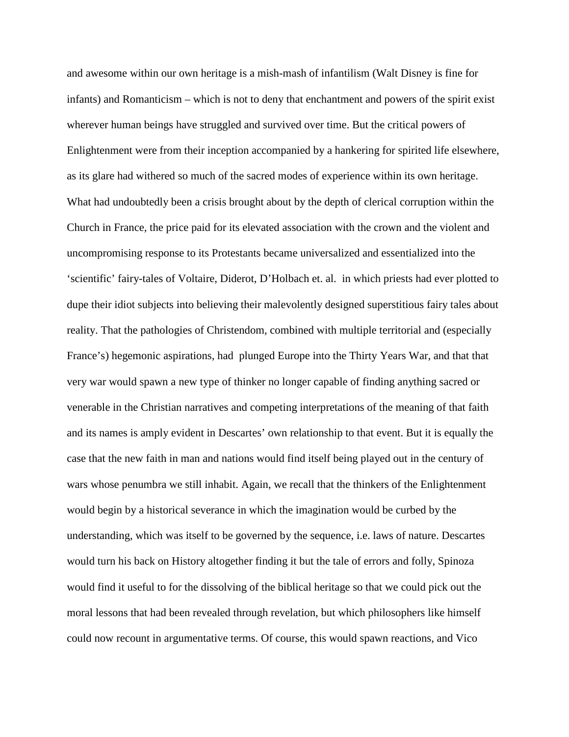and awesome within our own heritage is a mish-mash of infantilism (Walt Disney is fine for infants) and Romanticism – which is not to deny that enchantment and powers of the spirit exist wherever human beings have struggled and survived over time. But the critical powers of Enlightenment were from their inception accompanied by a hankering for spirited life elsewhere, as its glare had withered so much of the sacred modes of experience within its own heritage. What had undoubtedly been a crisis brought about by the depth of clerical corruption within the Church in France, the price paid for its elevated association with the crown and the violent and uncompromising response to its Protestants became universalized and essentialized into the 'scientific' fairy-tales of Voltaire, Diderot, D'Holbach et. al. in which priests had ever plotted to dupe their idiot subjects into believing their malevolently designed superstitious fairy tales about reality. That the pathologies of Christendom, combined with multiple territorial and (especially France's) hegemonic aspirations, had plunged Europe into the Thirty Years War, and that that very war would spawn a new type of thinker no longer capable of finding anything sacred or venerable in the Christian narratives and competing interpretations of the meaning of that faith and its names is amply evident in Descartes' own relationship to that event. But it is equally the case that the new faith in man and nations would find itself being played out in the century of wars whose penumbra we still inhabit. Again, we recall that the thinkers of the Enlightenment would begin by a historical severance in which the imagination would be curbed by the understanding, which was itself to be governed by the sequence, i.e. laws of nature. Descartes would turn his back on History altogether finding it but the tale of errors and folly, Spinoza would find it useful to for the dissolving of the biblical heritage so that we could pick out the moral lessons that had been revealed through revelation, but which philosophers like himself could now recount in argumentative terms. Of course, this would spawn reactions, and Vico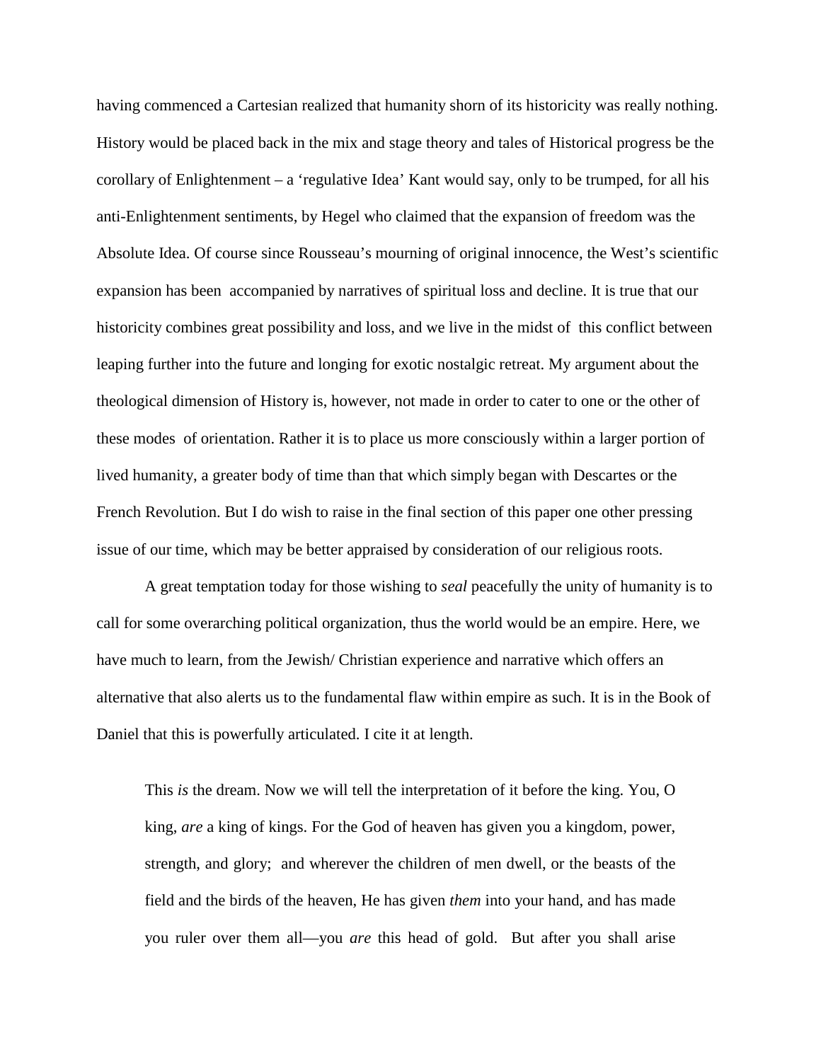having commenced a Cartesian realized that humanity shorn of its historicity was really nothing. History would be placed back in the mix and stage theory and tales of Historical progress be the corollary of Enlightenment – a 'regulative Idea' Kant would say, only to be trumped, for all his anti-Enlightenment sentiments, by Hegel who claimed that the expansion of freedom was the Absolute Idea. Of course since Rousseau's mourning of original innocence, the West's scientific expansion has been accompanied by narratives of spiritual loss and decline. It is true that our historicity combines great possibility and loss, and we live in the midst of this conflict between leaping further into the future and longing for exotic nostalgic retreat. My argument about the theological dimension of History is, however, not made in order to cater to one or the other of these modes of orientation. Rather it is to place us more consciously within a larger portion of lived humanity, a greater body of time than that which simply began with Descartes or the French Revolution. But I do wish to raise in the final section of this paper one other pressing issue of our time, which may be better appraised by consideration of our religious roots.

A great temptation today for those wishing to *seal* peacefully the unity of humanity is to call for some overarching political organization, thus the world would be an empire. Here, we have much to learn, from the Jewish/ Christian experience and narrative which offers an alternative that also alerts us to the fundamental flaw within empire as such. It is in the Book of Daniel that this is powerfully articulated. I cite it at length.

> This *is* the dream. Now we will tell the interpretation of it before the king. You, O king, *are* a king of kings. For the God of heaven has given you a kingdom, power, strength, and glory; and wherever the children of men dwell, or the beasts of the field and the birds of the heaven, He has given *them* into your hand, and has made you ruler over them all—you *are* this head of gold. But after you shall arise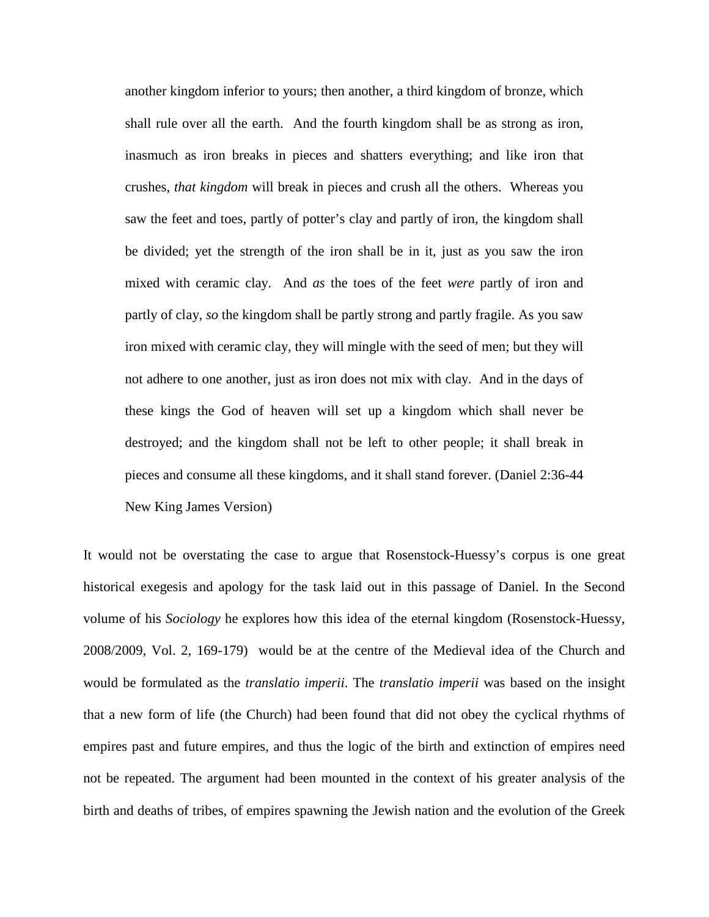> another kingdom inferior to yours; then another, a third kingdom of bronze, which shall rule over all the earth. And the fourth kingdom shall be as strong as iron, inasmuch as iron breaks in pieces and shatters everything; and like iron that crushes, *that kingdom* will break in pieces and crush all the others. Whereas you saw the feet and toes, partly of potter's clay and partly of iron, the kingdom shall be divided; yet the strength of the iron shall be in it, just as you saw the iron mixed with ceramic clay. And *as* the toes of the feet *were* partly of iron and partly of clay, *so* the kingdom shall be partly strong and partly fragile. As you saw iron mixed with ceramic clay, they will mingle with the seed of men; but they will not adhere to one another, just as iron does not mix with clay. And in the days of these kings the God of heaven will set up a kingdom which shall never be destroyed; and the kingdom shall not be left to other people; it shall break in pieces and consume all these kingdoms, and it shall stand forever. (Daniel 2:36-44 New King James Version)

It would not be overstating the case to argue that Rosenstock-Huessy's corpus is one great historical exegesis and apology for the task laid out in this passage of Daniel. In the Second volume of his *Sociology* he explores how this idea of the eternal kingdom (Rosenstock-Huessy, 2008/2009, Vol. 2, 169-179) would be at the centre of the Medieval idea of the Church and would be formulated as the *translatio imperii*. The *translatio imperii* was based on the insight that a new form of life (the Church) had been found that did not obey the cyclical rhythms of empires past and future empires, and thus the logic of the birth and extinction of empires need not be repeated. The argument had been mounted in the context of his greater analysis of the birth and deaths of tribes, of empires spawning the Jewish nation and the evolution of the Greek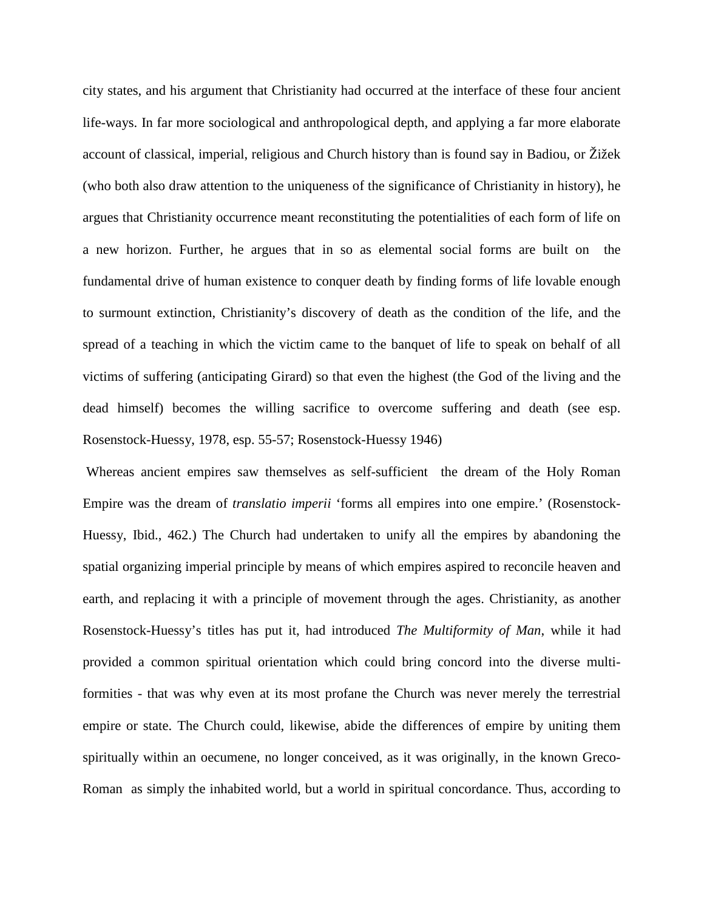city states, and his argument that Christianity had occurred at the interface of these four ancient life-ways. In far more sociological and anthropological depth, and applying a far more elaborate account of classical, imperial, religious and Church history than is found say in Badiou, or Žižek (who both also draw attention to the uniqueness of the significance of Christianity in history), he argues that Christianity occurrence meant reconstituting the potentialities of each form of life on a new horizon. Further, he argues that in so as elemental social forms are built on the fundamental drive of human existence to conquer death by finding forms of life lovable enough to surmount extinction, Christianity's discovery of death as the condition of the life, and the spread of a teaching in which the victim came to the banquet of life to speak on behalf of all victims of suffering (anticipating Girard) so that even the highest (the God of the living and the dead himself) becomes the willing sacrifice to overcome suffering and death (see esp. Rosenstock-Huessy, 1978, esp. 55-57; Rosenstock-Huessy 1946)

Whereas ancient empires saw themselves as self-sufficient the dream of the Holy Roman Empire was the dream of *translatio imperii* 'forms all empires into one empire.' (Rosenstock-Huessy, Ibid., 462.) The Church had undertaken to unify all the empires by abandoning the spatial organizing imperial principle by means of which empires aspired to reconcile heaven and earth, and replacing it with a principle of movement through the ages. Christianity, as another Rosenstock-Huessy's titles has put it, had introduced *The Multiformity of Man*, while it had provided a common spiritual orientation which could bring concord into the diverse multi-formities - that was why even at its most profane the Church was never merely the terrestrial empire or state. The Church could, likewise, abide the differences of empire by uniting them spiritually within an oecumene, no longer conceived, as it was originally, in the known Greco-Roman as simply the inhabited world, but a world in spiritual concordance. Thus, according to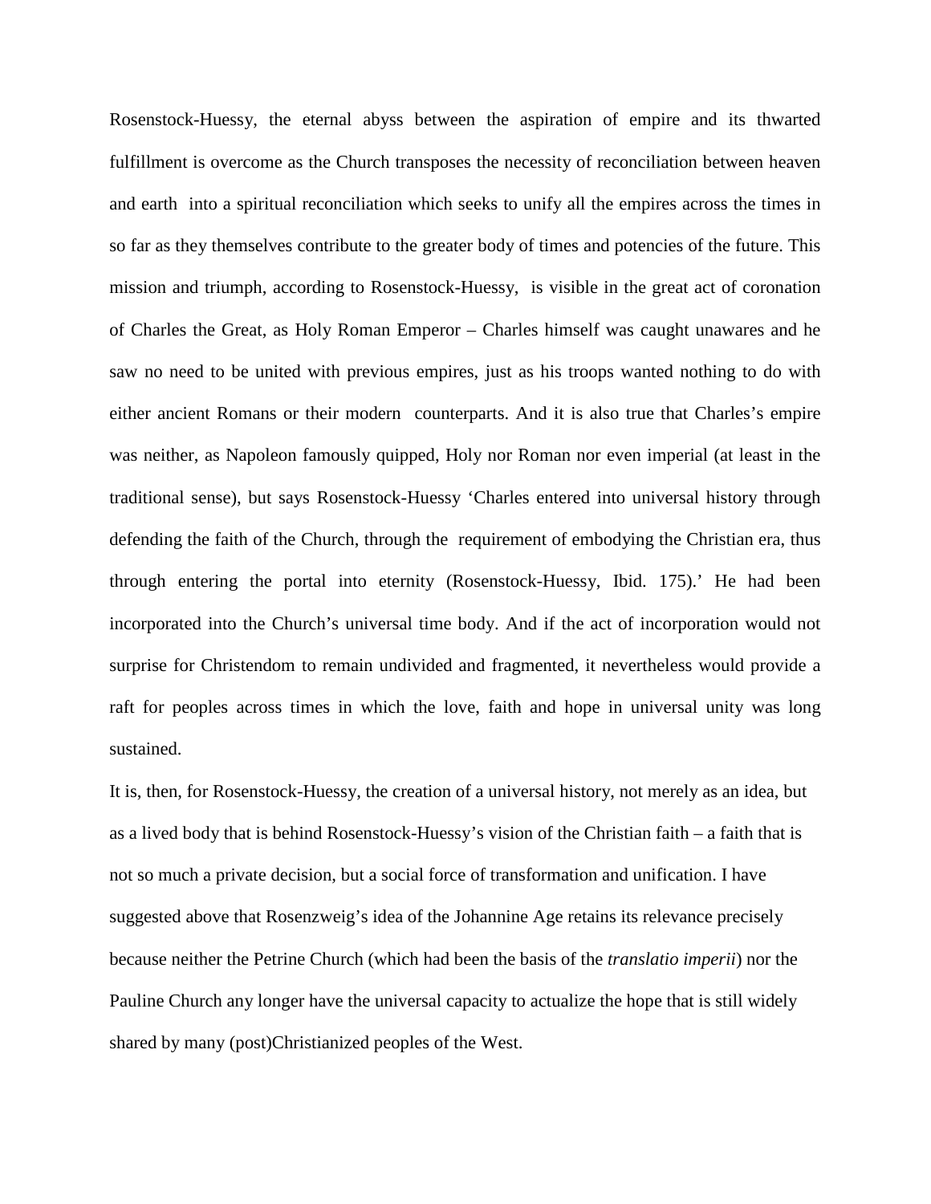Rosenstock-Huessy, the eternal abyss between the aspiration of empire and its thwarted fulfillment is overcome as the Church transposes the necessity of reconciliation between heaven and earth into a spiritual reconciliation which seeks to unify all the empires across the times in so far as they themselves contribute to the greater body of times and potencies of the future. This mission and triumph, according to Rosenstock-Huessy, is visible in the great act of coronation of Charles the Great, as Holy Roman Emperor – Charles himself was caught unawares and he saw no need to be united with previous empires, just as his troops wanted nothing to do with either ancient Romans or their modern counterparts. And it is also true that Charles's empire was neither, as Napoleon famously quipped, Holy nor Roman nor even imperial (at least in the traditional sense), but says Rosenstock-Huessy 'Charles entered into universal history through defending the faith of the Church, through the requirement of embodying the Christian era, thus through entering the portal into eternity (Rosenstock-Huessy, Ibid. 175).' He had been incorporated into the Church's universal time body. And if the act of incorporation would not surprise for Christendom to remain undivided and fragmented, it nevertheless would provide a raft for peoples across times in which the love, faith and hope in universal unity was long sustained.

It is, then, for Rosenstock-Huessy, the creation of a universal history, not merely as an idea, but as a lived body that is behind Rosenstock-Huessy's vision of the Christian faith – a faith that is not so much a private decision, but a social force of transformation and unification. I have suggested above that Rosenzweig's idea of the Johannine Age retains its relevance precisely because neither the Petrine Church (which had been the basis of the *translatio imperii*) nor the Pauline Church any longer have the universal capacity to actualize the hope that is still widely shared by many (post)Christianized peoples of the West.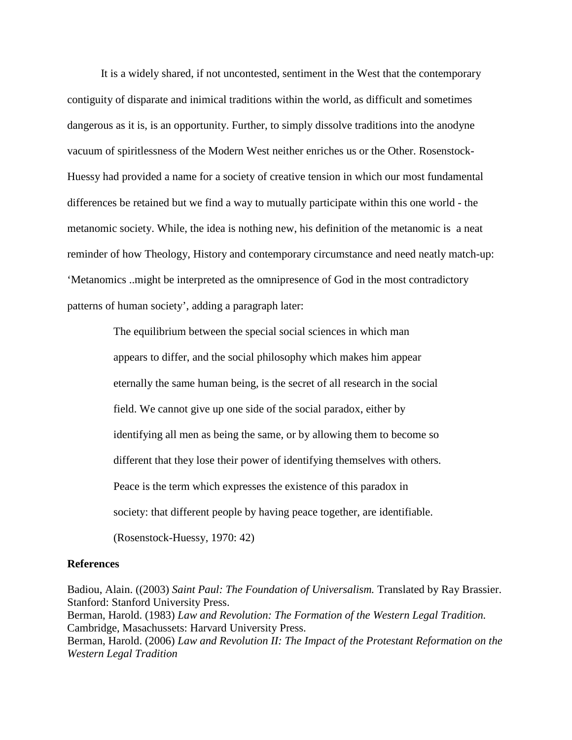It is a widely shared, if not uncontested, sentiment in the West that the contemporary contiguity of disparate and inimical traditions within the world, as difficult and sometimes dangerous as it is, is an opportunity. Further, to simply dissolve traditions into the anodyne vacuum of spiritlessness of the Modern West neither enriches us or the Other. Rosenstock-Huessy had provided a name for a society of creative tension in which our most fundamental differences be retained but we find a way to mutually participate within this one world - the metanomic society. While, the idea is nothing new, his definition of the metanomic is  a neat reminder of how Theology, History and contemporary circumstance and need neatly match-up: 'Metanomics ..might be interpreted as the omnipresence of God in the most contradictory patterns of human society', adding a paragraph later:

> The equilibrium between the special social sciences in which man appears to differ, and the social philosophy which makes him appear eternally the same human being, is the secret of all research in the social field. We cannot give up one side of the social paradox, either by identifying all men as being the same, or by allowing them to become so different that they lose their power of identifying themselves with others. Peace is the term which expresses the existence of this paradox in society: that different people by having peace together, are identifiable. (Rosenstock-Huessy, 1970: 42)

**References**

Badiou, Alain. ((2003) *Saint Paul: The Foundation of Universalism.* Translated by Ray Brassier. Stanford: Stanford University Press.
Berman, Harold. (1983) *Law and Revolution: The Formation of the Western Legal Tradition.* Cambridge, Masachussets: Harvard University Press.
Berman, Harold. (2006) *Law and Revolution II: The Impact of the Protestant Reformation on the Western Legal Tradition*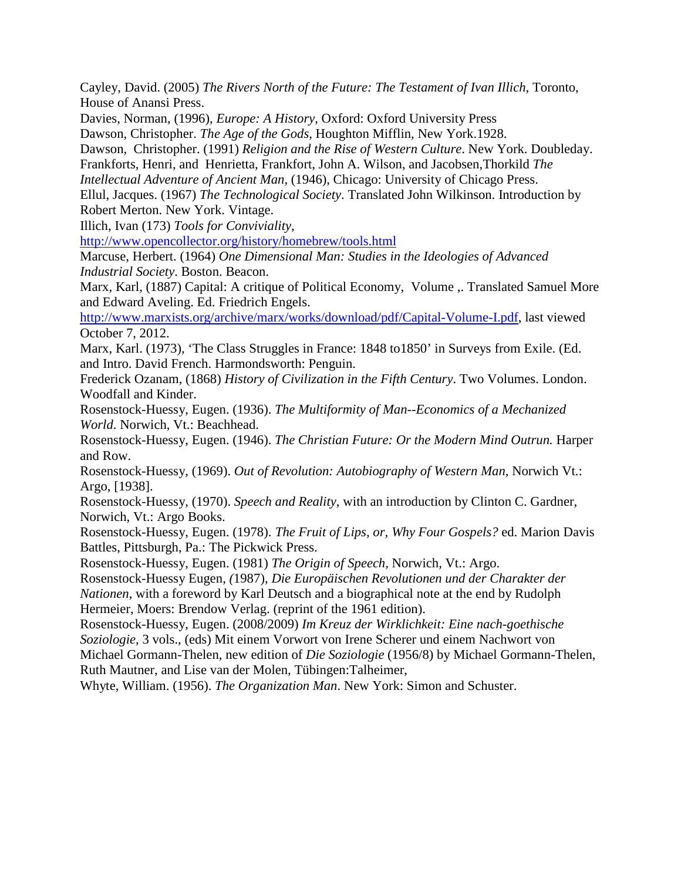Cayley, David. (2005) *The Rivers North of the Future: The Testament of Ivan Illich*, Toronto, House of Anansi Press.

Davies, Norman, (1996), *Europe: A History*, Oxford: Oxford University Press

Dawson, Christopher. *The Age of the Gods*, Houghton Mifflin, New York.1928.

Dawson, Christopher. (1991) *Religion and the Rise of Western Culture*. New York. Doubleday.

Frankforts, Henri, and Henrietta, Frankfort, John A. Wilson, and Jacobsen,Thorkild *The Intellectual Adventure of Ancient Man*, (1946), Chicago: University of Chicago Press.

Ellul, Jacques. (1967) *The Technological Society*. Translated John Wilkinson. Introduction by Robert Merton. New York. Vintage.

Illich, Ivan (173) *Tools for Conviviality*, http://www.opencollector.org/history/homebrew/tools.html

Marcuse, Herbert. (1964) *One Dimensional Man: Studies in the Ideologies of Advanced Industrial Society*. Boston. Beacon.

Marx, Karl, (1887) Capital: A critique of Political Economy, Volume ,. Translated Samuel More and Edward Aveling. Ed. Friedrich Engels. http://www.marxists.org/archive/marx/works/download/pdf/Capital-Volume-I.pdf, last viewed October 7, 2012.

Marx, Karl. (1973), 'The Class Struggles in France: 1848 to1850' in Surveys from Exile. (Ed. and Intro. David French. Harmondsworth: Penguin.

Frederick Ozanam, (1868) *History of Civilization in the Fifth Century*. Two Volumes. London. Woodfall and Kinder.

Rosenstock-Huessy, Eugen. (1936). *The Multiformity of Man--Economics of a Mechanized World*. Norwich, Vt.: Beachhead.

Rosenstock-Huessy, Eugen. (1946). *The Christian Future: Or the Modern Mind Outrun.* Harper and Row.

Rosenstock-Huessy, (1969). *Out of Revolution: Autobiography of Western Man*, Norwich Vt.: Argo, [1938].

Rosenstock-Huessy, (1970). *Speech and Reality*, with an introduction by Clinton C. Gardner, Norwich, Vt.: Argo Books.

Rosenstock-Huessy, Eugen. (1978). *The Fruit of Lips, or, Why Four Gospels?* ed. Marion Davis Battles, Pittsburgh, Pa.: The Pickwick Press.

Rosenstock-Huessy, Eugen. (1981) *The Origin of Speech*, Norwich, Vt.: Argo.

Rosenstock-Huessy Eugen, (1987), *Die Europäischen Revolutionen und der Charakter der Nationen*, with a foreword by Karl Deutsch and a biographical note at the end by Rudolph Hermeier, Moers: Brendow Verlag. (reprint of the 1961 edition).

Rosenstock-Huessy, Eugen. (2008/2009) *Im Kreuz der Wirklichkeit: Eine nach-goethische Soziologie*, 3 vols., (eds) Mit einem Vorwort von Irene Scherer und einem Nachwort von Michael Gormann-Thelen, new edition of *Die Soziologie* (1956/8) by Michael Gormann-Thelen, Ruth Mautner, and Lise van der Molen, Tübingen:Talheimer,

Whyte, William. (1956). *The Organization Man*. New York: Simon and Schuster.